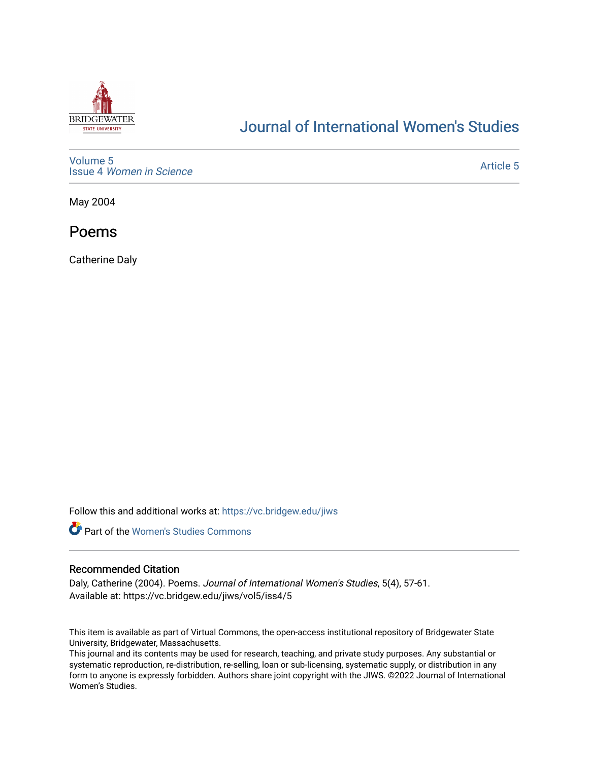# Journal of International Women's Studies

Volume 5
Issue 4 *Women in Science*

Article 5

May 2004

## Poems

Catherine Daly

Follow this and additional works at: https://vc.bridgew.edu/jiws

Part of the Women's Studies Commons

### Recommended Citation

Daly, Catherine (2004). Poems. *Journal of International Women's Studies*, 5(4), 57-61.
Available at: https://vc.bridgew.edu/jiws/vol5/iss4/5

This item is available as part of Virtual Commons, the open-access institutional repository of Bridgewater State University, Bridgewater, Massachusetts.
This journal and its contents may be used for research, teaching, and private study purposes. Any substantial or systematic reproduction, re-distribution, re-selling, loan or sub-licensing, systematic supply, or distribution in any form to anyone is expressly forbidden. Authors share joint copyright with the JIWS. ©2022 Journal of International Women's Studies.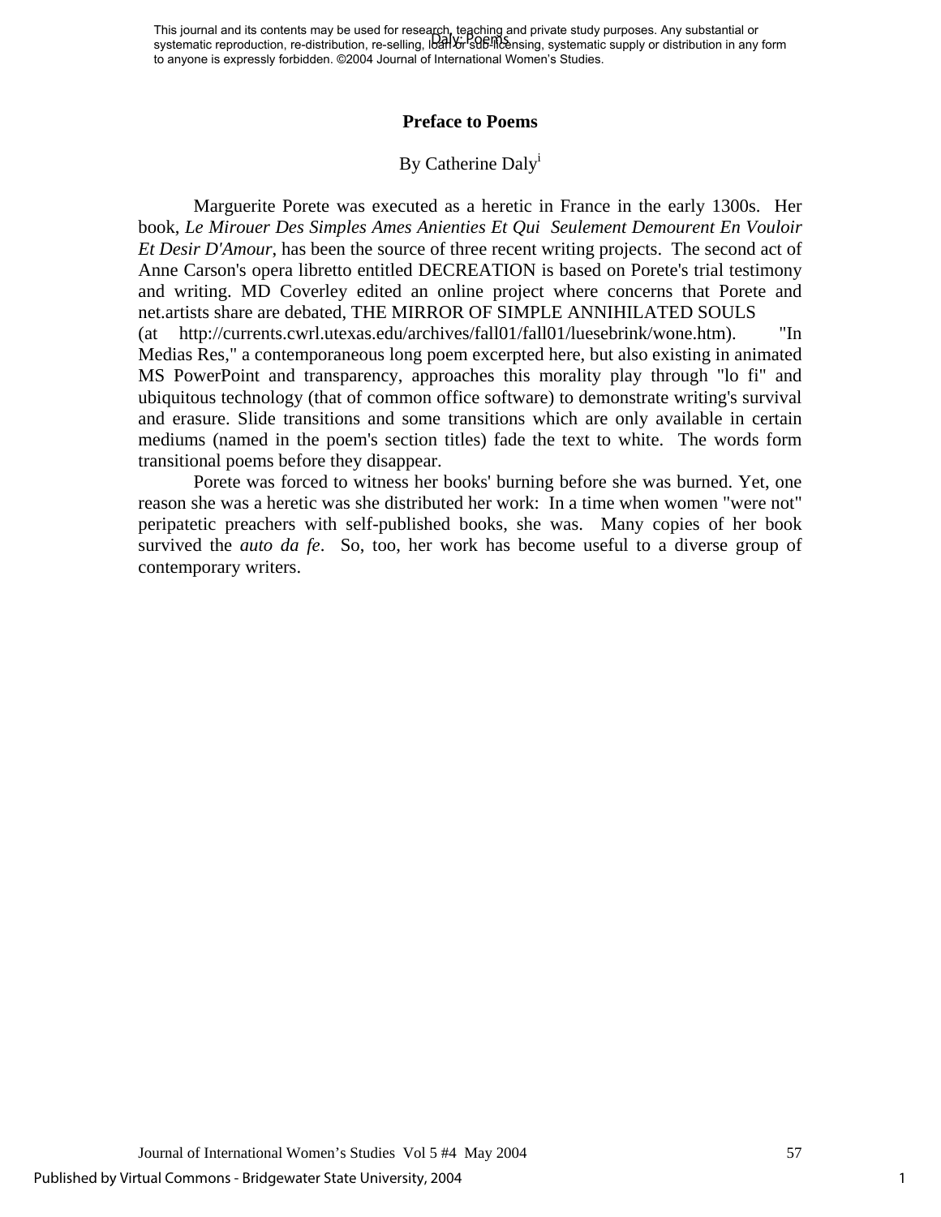This journal and its contents may be used for research, teaching and private study purposes. Any substantial or systematic reproduction, re-distribution, re-selling, loan or sub-licensing, systematic supply or distribution in any form to anyone is expressly forbidden. ©2004 Journal of International Women's Studies.

# Preface to Poems

By Catherine Daly[i]

Marguerite Porete was executed as a heretic in France in the early 1300s. Her book, *Le Mirouer Des Simples Ames Anienties Et Qui Seulement Demourent En Vouloir Et Desir D'Amour*, has been the source of three recent writing projects. The second act of Anne Carson's opera libretto entitled DECREATION is based on Porete's trial testimony and writing. MD Coverley edited an online project where concerns that Porete and net.artists share are debated, THE MIRROR OF SIMPLE ANNIHILATED SOULS (at http://currents.cwrl.utexas.edu/archives/fall01/fall01/luesebrink/wone.htm). "In Medias Res," a contemporaneous long poem excerpted here, but also existing in animated MS PowerPoint and transparency, approaches this morality play through "lo fi" and ubiquitous technology (that of common office software) to demonstrate writing's survival and erasure. Slide transitions and some transitions which are only available in certain mediums (named in the poem's section titles) fade the text to white. The words form transitional poems before they disappear.

Porete was forced to witness her books' burning before she was burned. Yet, one reason she was a heretic was she distributed her work: In a time when women "were not" peripatetic preachers with self-published books, she was. Many copies of her book survived the *auto da fe*. So, too, her work has become useful to a diverse group of contemporary writers.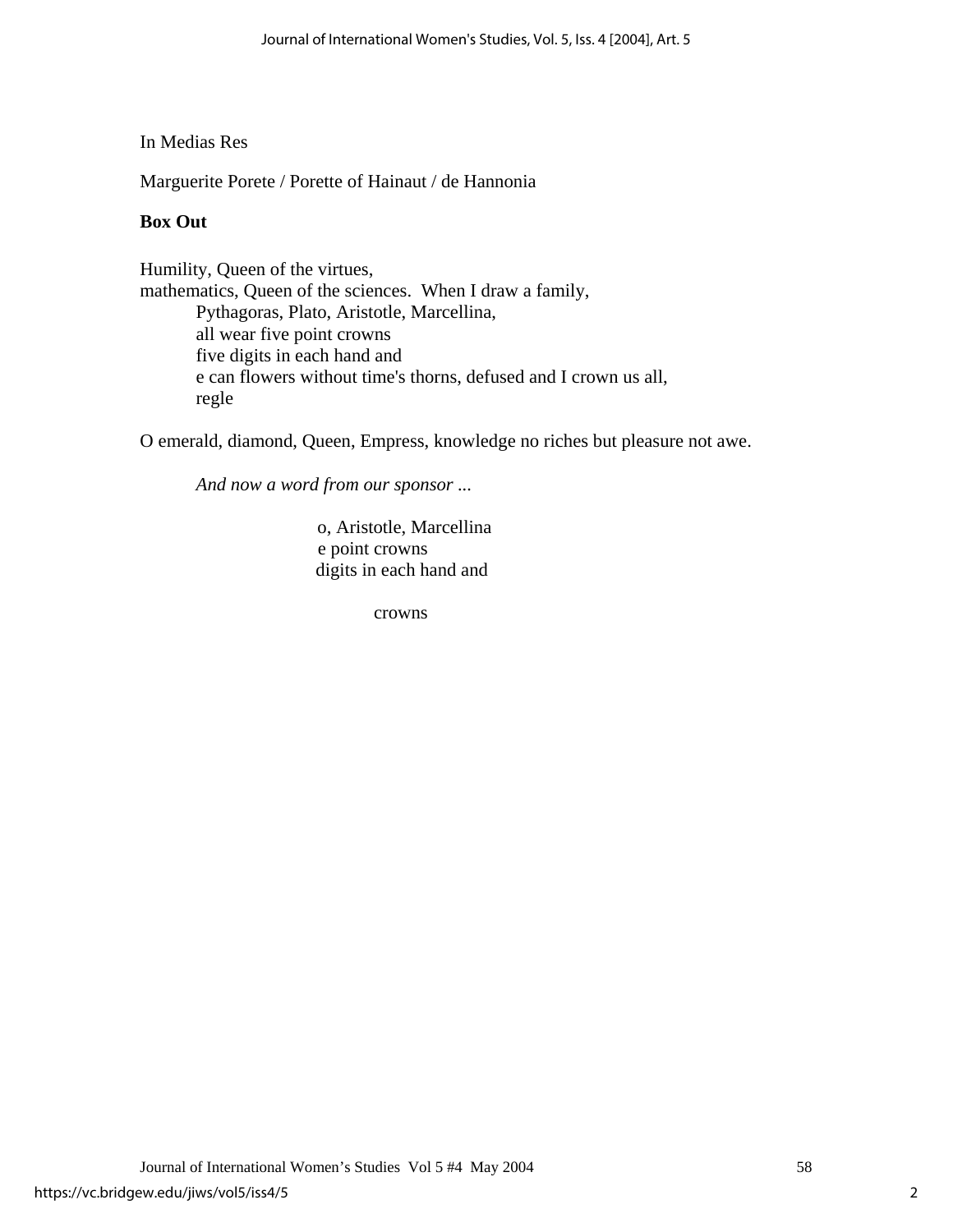In Medias Res

Marguerite Porete / Porette of Hainaut / de Hannonia

**Box Out**

Humility, Queen of the virtues,
mathematics, Queen of the sciences.  When I draw a family,
    Pythagoras, Plato, Aristotle, Marcellina,
    all wear five point crowns
    five digits in each hand and
    e can flowers without time's thorns, defused and I crown us all,
    regle

O emerald, diamond, Queen, Empress, knowledge no riches but pleasure not awe.

*And now a word from our sponsor ...*

                o, Aristotle, Marcellina
                e point crowns
                digits in each hand and

                        crowns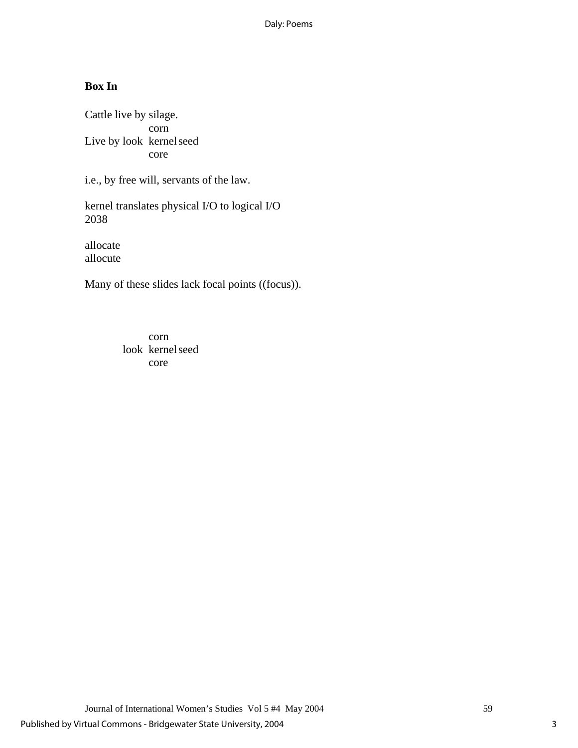**Box In**

Cattle live by silage.

```
             corn
Live by look  kernel seed
             core
```

i.e., by free will, servants of the law.

kernel translates physical I/O to logical I/O  
2038

allocate  
allocute

Many of these slides lack focal points ((focus)).

```
             corn
        look  kernel seed
             core
```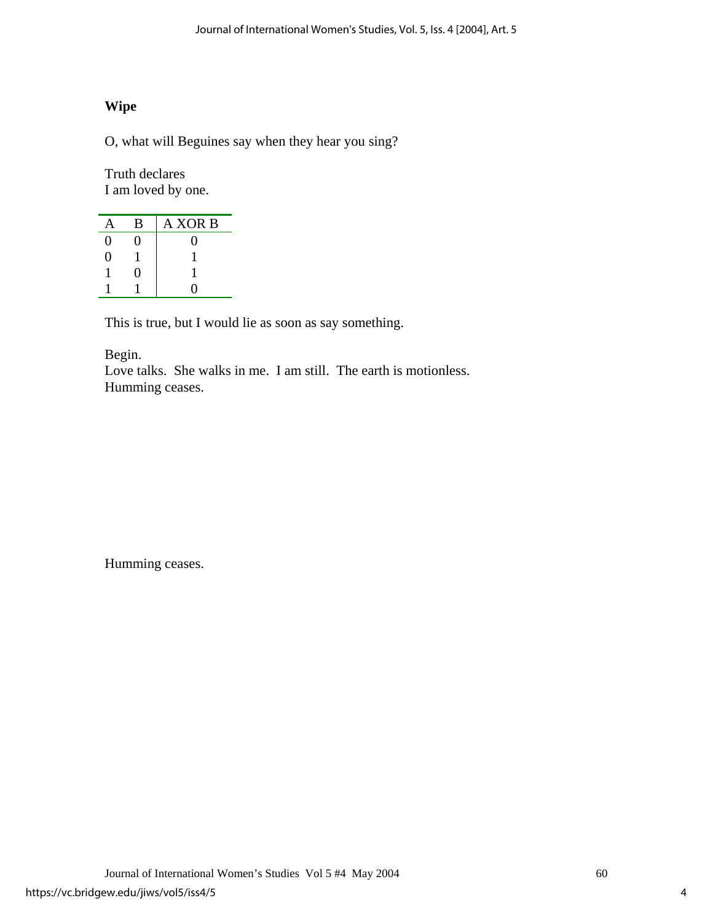**Wipe**

O, what will Beguines say when they hear you sing?

Truth declares
I am loved by one.

| A | B | A XOR B |
|---|---|---|
| 0 | 0 | 0 |
| 0 | 1 | 1 |
| 1 | 0 | 1 |
| 1 | 1 | 0 |

This is true, but I would lie as soon as say something.

Begin.
Love talks.  She walks in me.  I am still.  The earth is motionless.
Humming ceases.

Humming ceases.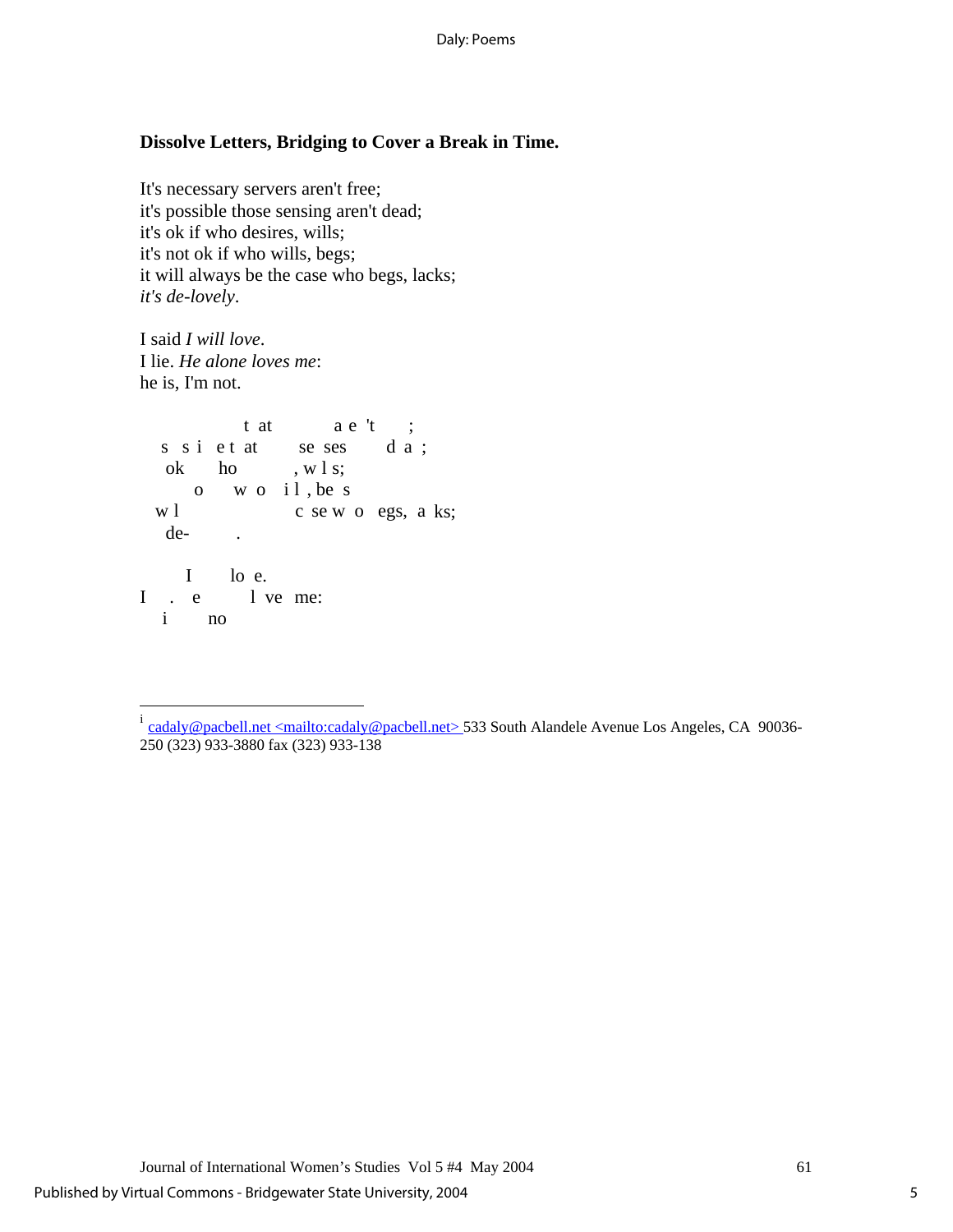**Dissolve Letters, Bridging to Cover a Break in Time.**

It's necessary servers aren't free;  
it's possible those sensing aren't dead;  
it's ok if who desires, wills;  
it's not ok if who wills, begs;  
it will always be the case who begs, lacks;  
*it's de-lovely*.

I said *I will love*.  
I lie. *He alone loves me*:  
he is, I'm not.

```
                 t  at             a  e  't       ;
   s   s  i    e t  at          se  ses          d  a  ;
    ok         ho             , w l s;
          o        w  o     i l , be  s
  w l                          c  se w  o    egs,  a  ks;
    de-            .

        I         lo  e.
I     .     e            l  ve   me:
   i          no
```

---

[i] cadaly@pacbell.net <mailto:cadaly@pacbell.net> 533 South Alandele Avenue Los Angeles, CA 90036-250 (323) 933-3880 fax (323) 933-138